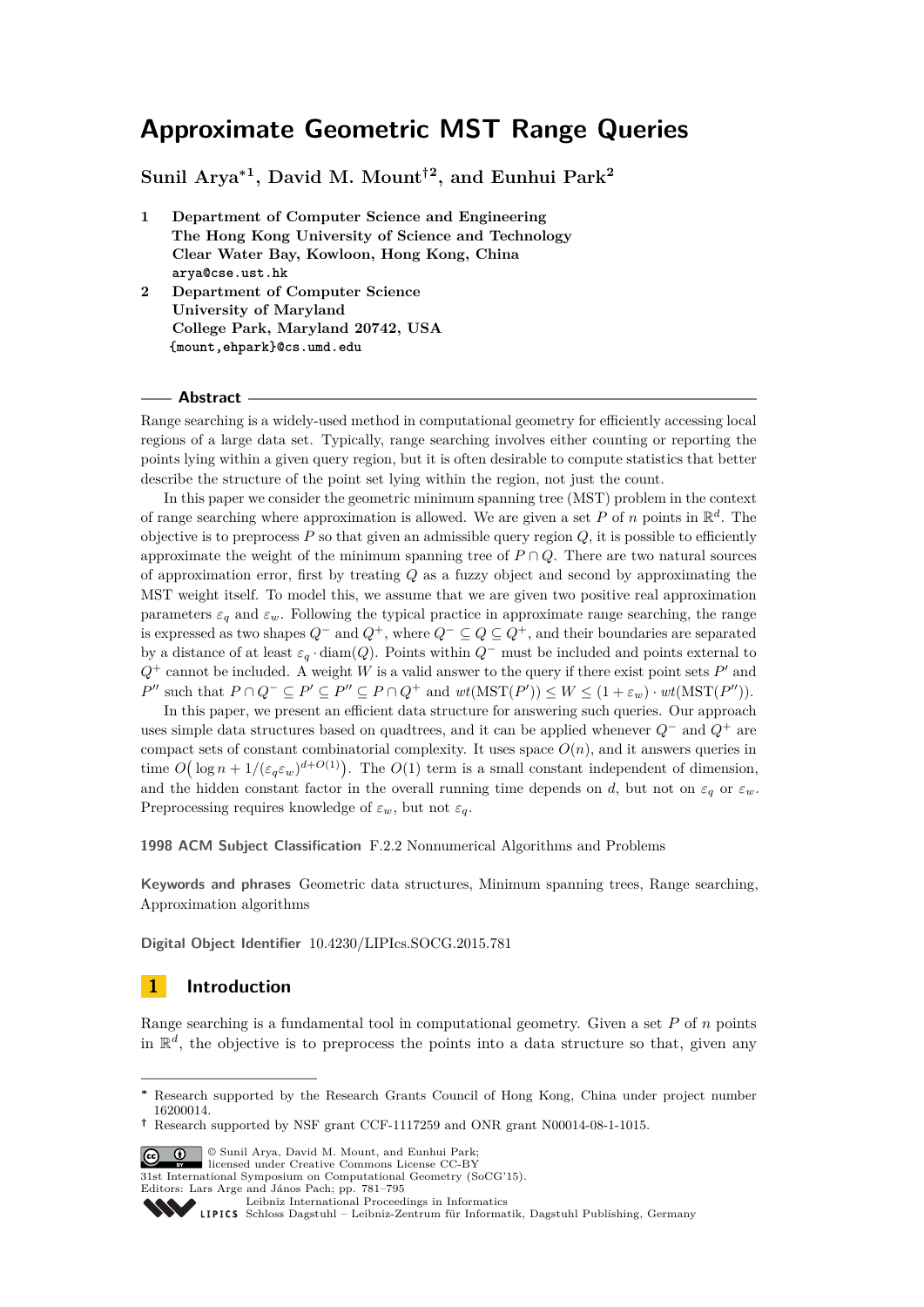# Approximate Geometric MST Range Queries

**Sunil Arya*[1], David M. Mount†[2], and Eunhui Park[2]**

1 **Department of Computer Science and Engineering**
**The Hong Kong University of Science and Technology**
**Clear Water Bay, Kowloon, Hong Kong, China**
`arya@cse.ust.hk`

2 **Department of Computer Science**
**University of Maryland**
**College Park, Maryland 20742, USA**
`{mount,ehpark}@cs.umd.edu`

## Abstract

Range searching is a widely-used method in computational geometry for efficiently accessing local regions of a large data set. Typically, range searching involves either counting or reporting the points lying within a given query region, but it is often desirable to compute statistics that better describe the structure of the point set lying within the region, not just the count.

In this paper we consider the geometric minimum spanning tree (MST) problem in the context of range searching where approximation is allowed. We are given a set $P$ of $n$ points in $\mathbb{R}^d$. The objective is to preprocess $P$ so that given an admissible query region $Q$, it is possible to efficiently approximate the weight of the minimum spanning tree of $P \cap Q$. There are two natural sources of approximation error, first by treating $Q$ as a fuzzy object and second by approximating the MST weight itself. To model this, we assume that we are given two positive real approximation parameters $\varepsilon_q$ and $\varepsilon_w$. Following the typical practice in approximate range searching, the range is expressed as two shapes $Q^-$ and $Q^+$, where $Q^- \subseteq Q \subseteq Q^+$, and their boundaries are separated by a distance of at least $\varepsilon_q \cdot \mathrm{diam}(Q)$. Points within $Q^-$ must be included and points external to $Q^+$ cannot be included. A weight $W$ is a valid answer to the query if there exist point sets $P'$ and $P''$ such that $P \cap Q^- \subseteq P' \subseteq P'' \subseteq P \cap Q^+$ and $wt(\mathrm{MST}(P')) \leq W \leq (1 + \varepsilon_w) \cdot wt(\mathrm{MST}(P''))$.

In this paper, we present an efficient data structure for answering such queries. Our approach uses simple data structures based on quadtrees, and it can be applied whenever $Q^-$ and $Q^+$ are compact sets of constant combinatorial complexity. It uses space $O(n)$, and it answers queries in time $O\big(\log n + 1/(\varepsilon_q \varepsilon_w)^{d+O(1)}\big)$. The $O(1)$ term is a small constant independent of dimension, and the hidden constant factor in the overall running time depends on $d$, but not on $\varepsilon_q$ or $\varepsilon_w$. Preprocessing requires knowledge of $\varepsilon_w$, but not $\varepsilon_q$.

**1998 ACM Subject Classification** F.2.2 Nonnumerical Algorithms and Problems

**Keywords and phrases** Geometric data structures, Minimum spanning trees, Range searching, Approximation algorithms

**Digital Object Identifier** 10.4230/LIPIcs.SOCG.2015.781

## 1 Introduction

Range searching is a fundamental tool in computational geometry. Given a set $P$ of $n$ points in $\mathbb{R}^d$, the objective is to preprocess the points into a data structure so that, given any

---

* Research supported by the Research Grants Council of Hong Kong, China under project number 16200014.

† Research supported by NSF grant CCF-1117259 and ONR grant N00014-08-1-1015.

© Sunil Arya, David M. Mount, and Eunhui Park; licensed under Creative Commons License CC-BY
31st International Symposium on Computational Geometry (SoCG'15).
Editors: Lars Arge and János Pach; pp. 781–795
Leibniz International Proceedings in Informatics
Schloss Dagstuhl – Leibniz-Zentrum für Informatik, Dagstuhl Publishing, Germany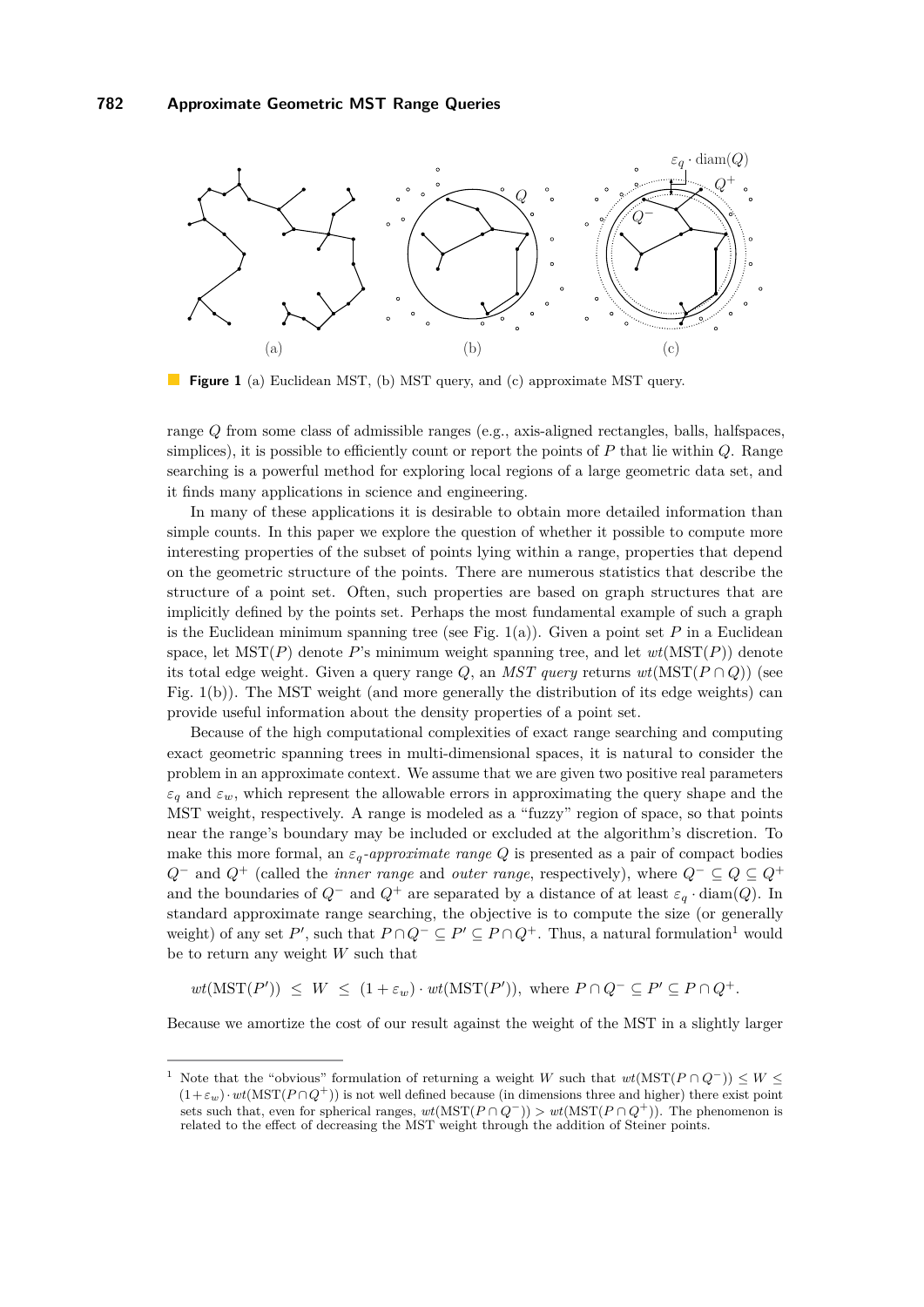$\varepsilon_q \cdot \text{diam}(Q)$

$Q^+$

$Q$

$Q^-$

(a)

(b)

(c)

**Figure 1** (a) Euclidean MST, (b) MST query, and (c) approximate MST query.

range $Q$ from some class of admissible ranges (e.g., axis-aligned rectangles, balls, halfspaces, simplices), it is possible to efficiently count or report the points of $P$ that lie within $Q$. Range searching is a powerful method for exploring local regions of a large geometric data set, and it finds many applications in science and engineering.

In many of these applications it is desirable to obtain more detailed information than simple counts. In this paper we explore the question of whether it possible to compute more interesting properties of the subset of points lying within a range, properties that depend on the geometric structure of the points. There are numerous statistics that describe the structure of a point set. Often, such properties are based on graph structures that are implicitly defined by the points set. Perhaps the most fundamental example of such a graph is the Euclidean minimum spanning tree (see Fig. 1(a)). Given a point set $P$ in a Euclidean space, let $\text{MST}(P)$ denote $P$'s minimum weight spanning tree, and let $wt(\text{MST}(P))$ denote its total edge weight. Given a query range $Q$, an *MST query* returns $wt(\text{MST}(P \cap Q))$ (see Fig. 1(b)). The MST weight (and more generally the distribution of its edge weights) can provide useful information about the density properties of a point set.

Because of the high computational complexities of exact range searching and computing exact geometric spanning trees in multi-dimensional spaces, it is natural to consider the problem in an approximate context. We assume that we are given two positive real parameters $\varepsilon_q$ and $\varepsilon_w$, which represent the allowable errors in approximating the query shape and the MST weight, respectively. A range is modeled as a "fuzzy" region of space, so that points near the range's boundary may be included or excluded at the algorithm's discretion. To make this more formal, an *$\varepsilon_q$-approximate range* $Q$ is presented as a pair of compact bodies $Q^-$ and $Q^+$ (called the *inner range* and *outer range*, respectively), where $Q^- \subseteq Q \subseteq Q^+$ and the boundaries of $Q^-$ and $Q^+$ are separated by a distance of at least $\varepsilon_q \cdot \text{diam}(Q)$. In standard approximate range searching, the objective is to compute the size (or generally weight) of any set $P'$, such that $P \cap Q^- \subseteq P' \subseteq P \cap Q^+$. Thus, a natural formulation[1] would be to return any weight $W$ such that

$$wt(\text{MST}(P')) \;\leq\; W \;\leq\; (1+\varepsilon_w) \cdot wt(\text{MST}(P')), \text{ where } P \cap Q^- \subseteq P' \subseteq P \cap Q^+.$$

Because we amortize the cost of our result against the weight of the MST in a slightly larger

---

[1] Note that the "obvious" formulation of returning a weight $W$ such that $wt(\text{MST}(P \cap Q^-)) \leq W \leq (1+\varepsilon_w) \cdot wt(\text{MST}(P \cap Q^+))$ is not well defined because (in dimensions three and higher) there exist point sets such that, even for spherical ranges, $wt(\text{MST}(P \cap Q^-)) > wt(\text{MST}(P \cap Q^+))$. The phenomenon is related to the effect of decreasing the MST weight through the addition of Steiner points.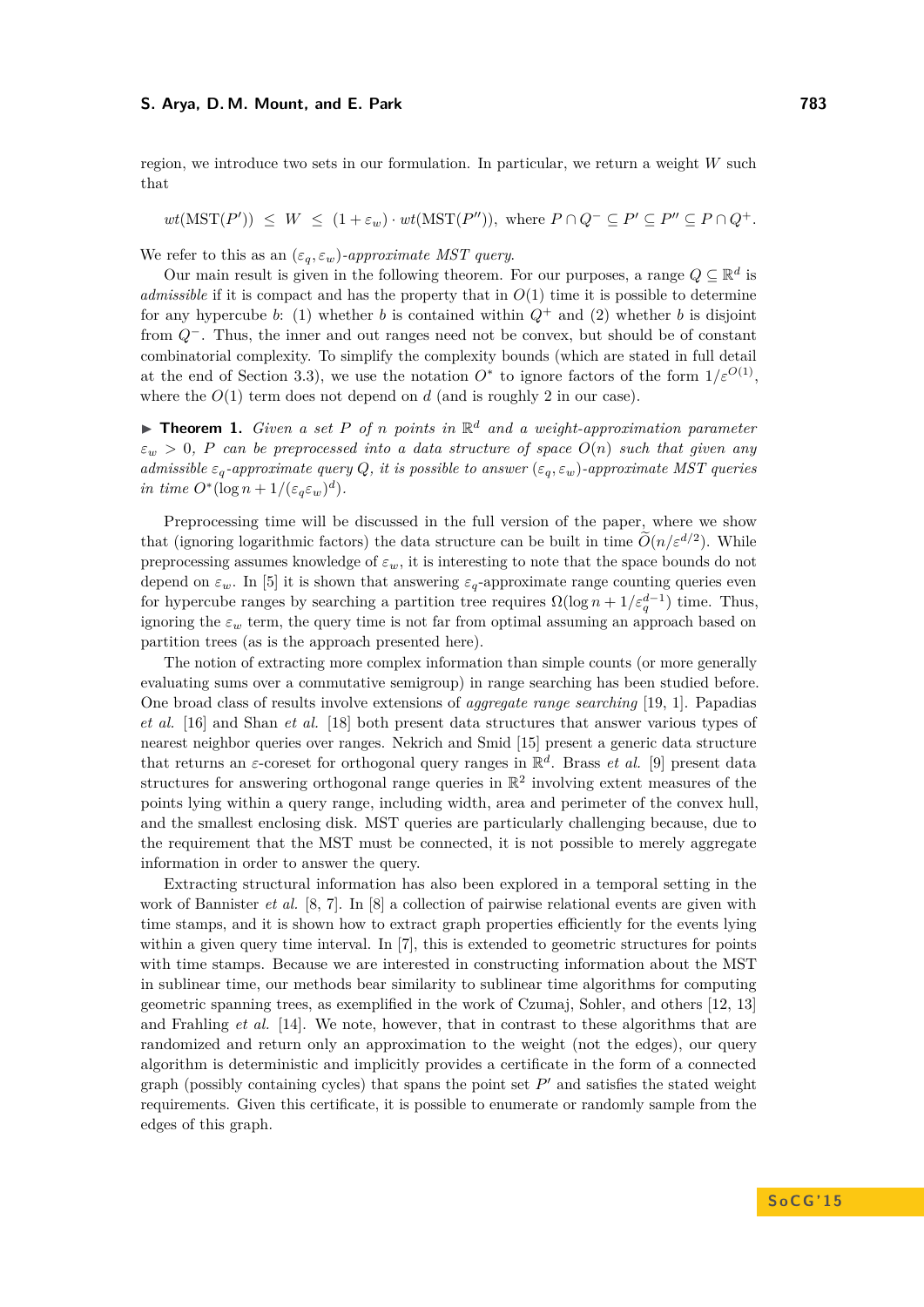region, we introduce two sets in our formulation. In particular, we return a weight $W$ such that

$$wt(\mathrm{MST}(P')) \;\leq\; W \;\leq\; (1+\varepsilon_w)\cdot wt(\mathrm{MST}(P'')), \text{ where } P \cap Q^- \subseteq P' \subseteq P'' \subseteq P \cap Q^+.$$

We refer to this as an $(\varepsilon_q, \varepsilon_w)$*-approximate MST query*.

Our main result is given in the following theorem. For our purposes, a range $Q \subseteq \mathbb{R}^d$ is *admissible* if it is compact and has the property that in $O(1)$ time it is possible to determine for any hypercube $b$: (1) whether $b$ is contained within $Q^+$ and (2) whether $b$ is disjoint from $Q^-$. Thus, the inner and out ranges need not be convex, but should be of constant combinatorial complexity. To simplify the complexity bounds (which are stated in full detail at the end of Section 3.3), we use the notation $O^*$ to ignore factors of the form $1/\varepsilon^{O(1)}$, where the $O(1)$ term does not depend on $d$ (and is roughly 2 in our case).

▶ **Theorem 1.** *Given a set $P$ of $n$ points in $\mathbb{R}^d$ and a weight-approximation parameter $\varepsilon_w > 0$, $P$ can be preprocessed into a data structure of space $O(n)$ such that given any admissible $\varepsilon_q$-approximate query $Q$, it is possible to answer $(\varepsilon_q, \varepsilon_w)$-approximate MST queries in time $O^*(\log n + 1/(\varepsilon_q\varepsilon_w)^d)$.*

Preprocessing time will be discussed in the full version of the paper, where we show that (ignoring logarithmic factors) the data structure can be built in time $\widetilde{O}(n/\varepsilon^{d/2})$. While preprocessing assumes knowledge of $\varepsilon_w$, it is interesting to note that the space bounds do not depend on $\varepsilon_w$. In [5] it is shown that answering $\varepsilon_q$-approximate range counting queries even for hypercube ranges by searching a partition tree requires $\Omega(\log n + 1/\varepsilon_q^{d-1})$ time. Thus, ignoring the $\varepsilon_w$ term, the query time is not far from optimal assuming an approach based on partition trees (as is the approach presented here).

The notion of extracting more complex information than simple counts (or more generally evaluating sums over a commutative semigroup) in range searching has been studied before. One broad class of results involve extensions of *aggregate range searching* [19, 1]. Papadias *et al.* [16] and Shan *et al.* [18] both present data structures that answer various types of nearest neighbor queries over ranges. Nekrich and Smid [15] present a generic data structure that returns an $\varepsilon$-coreset for orthogonal query ranges in $\mathbb{R}^d$. Brass *et al.* [9] present data structures for answering orthogonal range queries in $\mathbb{R}^2$ involving extent measures of the points lying within a query range, including width, area and perimeter of the convex hull, and the smallest enclosing disk. MST queries are particularly challenging because, due to the requirement that the MST must be connected, it is not possible to merely aggregate information in order to answer the query.

Extracting structural information has also been explored in a temporal setting in the work of Bannister *et al.* [8, 7]. In [8] a collection of pairwise relational events are given with time stamps, and it is shown how to extract graph properties efficiently for the events lying within a given query time interval. In [7], this is extended to geometric structures for points with time stamps. Because we are interested in constructing information about the MST in sublinear time, our methods bear similarity to sublinear time algorithms for computing geometric spanning trees, as exemplified in the work of Czumaj, Sohler, and others [12, 13] and Frahling *et al.* [14]. We note, however, that in contrast to these algorithms that are randomized and return only an approximation to the weight (not the edges), our query algorithm is deterministic and implicitly provides a certificate in the form of a connected graph (possibly containing cycles) that spans the point set $P'$ and satisfies the stated weight requirements. Given this certificate, it is possible to enumerate or randomly sample from the edges of this graph.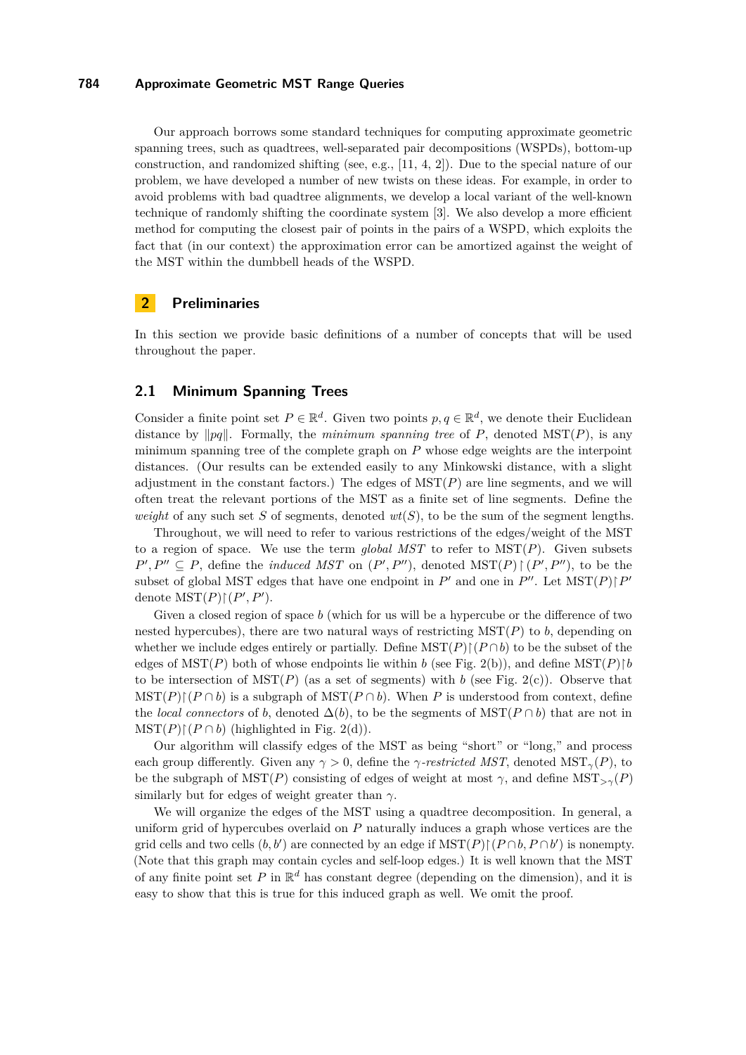Our approach borrows some standard techniques for computing approximate geometric spanning trees, such as quadtrees, well-separated pair decompositions (WSPDs), bottom-up construction, and randomized shifting (see, e.g., [11, 4, 2]). Due to the special nature of our problem, we have developed a number of new twists on these ideas. For example, in order to avoid problems with bad quadtree alignments, we develop a local variant of the well-known technique of randomly shifting the coordinate system [3]. We also develop a more efficient method for computing the closest pair of points in the pairs of a WSPD, which exploits the fact that (in our context) the approximation error can be amortized against the weight of the MST within the dumbbell heads of the WSPD.

## 2 Preliminaries

In this section we provide basic definitions of a number of concepts that will be used throughout the paper.

### 2.1 Minimum Spanning Trees

Consider a finite point set $P \in \mathbb{R}^d$. Given two points $p, q \in \mathbb{R}^d$, we denote their Euclidean distance by $\|pq\|$. Formally, the *minimum spanning tree* of $P$, denoted $\mathrm{MST}(P)$, is any minimum spanning tree of the complete graph on $P$ whose edge weights are the interpoint distances. (Our results can be extended easily to any Minkowski distance, with a slight adjustment in the constant factors.) The edges of $\mathrm{MST}(P)$ are line segments, and we will often treat the relevant portions of the MST as a finite set of line segments. Define the *weight* of any such set $S$ of segments, denoted $wt(S)$, to be the sum of the segment lengths.

Throughout, we will need to refer to various restrictions of the edges/weight of the MST to a region of space. We use the term *global MST* to refer to $\mathrm{MST}(P)$. Given subsets $P', P'' \subseteq P$, define the *induced MST* on $(P', P'')$, denoted $\mathrm{MST}(P) \restriction (P', P'')$, to be the subset of global MST edges that have one endpoint in $P'$ and one in $P''$. Let $\mathrm{MST}(P) \restriction P'$ denote $\mathrm{MST}(P) \restriction (P', P')$.

Given a closed region of space $b$ (which for us will be a hypercube or the difference of two nested hypercubes), there are two natural ways of restricting $\mathrm{MST}(P)$ to $b$, depending on whether we include edges entirely or partially. Define $\mathrm{MST}(P) \restriction (P \cap b)$ to be the subset of the edges of $\mathrm{MST}(P)$ both of whose endpoints lie within $b$ (see Fig. 2(b)), and define $\mathrm{MST}(P) \restriction b$ to be intersection of $\mathrm{MST}(P)$ (as a set of segments) with $b$ (see Fig. 2(c)). Observe that $\mathrm{MST}(P) \restriction (P \cap b)$ is a subgraph of $\mathrm{MST}(P \cap b)$. When $P$ is understood from context, define the *local connectors* of $b$, denoted $\Delta(b)$, to be the segments of $\mathrm{MST}(P \cap b)$ that are not in $\mathrm{MST}(P) \restriction (P \cap b)$ (highlighted in Fig. 2(d)).

Our algorithm will classify edges of the MST as being "short" or "long," and process each group differently. Given any $\gamma > 0$, define the *$\gamma$-restricted MST*, denoted $\mathrm{MST}_{\gamma}(P)$, to be the subgraph of $\mathrm{MST}(P)$ consisting of edges of weight at most $\gamma$, and define $\mathrm{MST}_{>\gamma}(P)$ similarly but for edges of weight greater than $\gamma$.

We will organize the edges of the MST using a quadtree decomposition. In general, a uniform grid of hypercubes overlaid on $P$ naturally induces a graph whose vertices are the grid cells and two cells $(b, b')$ are connected by an edge if $\mathrm{MST}(P) \restriction (P \cap b, P \cap b')$ is nonempty. (Note that this graph may contain cycles and self-loop edges.) It is well known that the MST of any finite point set $P$ in $\mathbb{R}^d$ has constant degree (depending on the dimension), and it is easy to show that this is true for this induced graph as well. We omit the proof.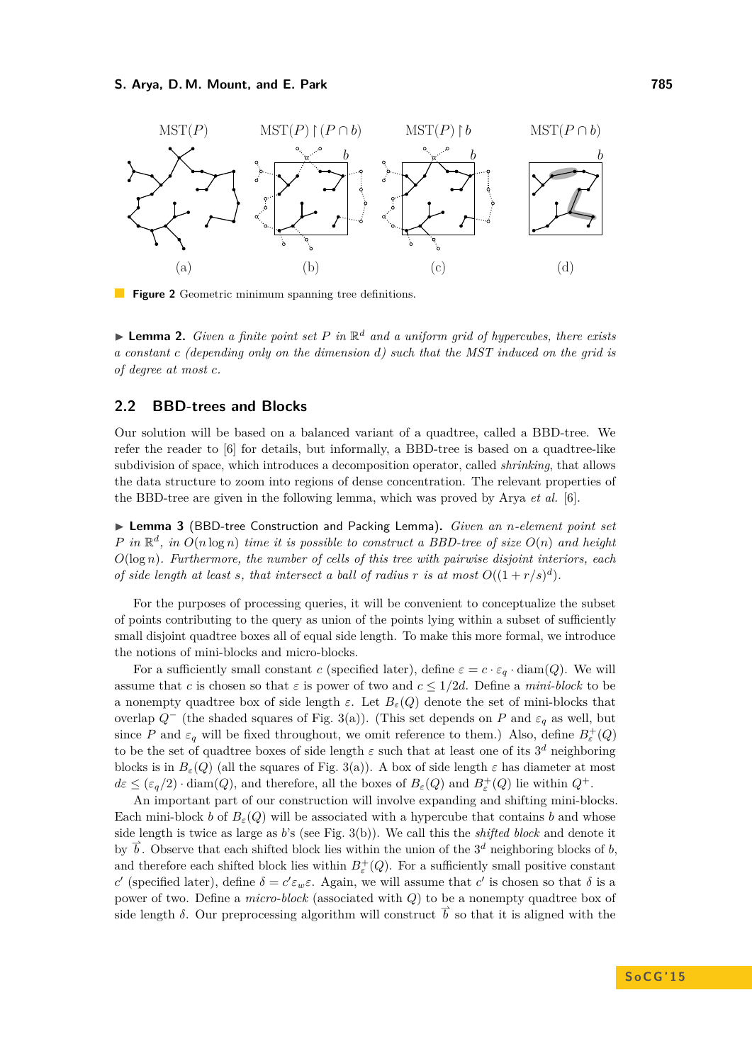Figure 2 Geometric minimum spanning tree definitions.

▶ **Lemma 2.** *Given a finite point set $P$ in $\mathbb{R}^d$ and a uniform grid of hypercubes, there exists a constant $c$ (depending only on the dimension $d$) such that the MST induced on the grid is of degree at most $c$.*

## 2.2 BBD-trees and Blocks

Our solution will be based on a balanced variant of a quadtree, called a BBD-tree. We refer the reader to [6] for details, but informally, a BBD-tree is based on a quadtree-like subdivision of space, which introduces a decomposition operator, called *shrinking*, that allows the data structure to zoom into regions of dense concentration. The relevant properties of the BBD-tree are given in the following lemma, which was proved by Arya *et al.* [6].

▶ **Lemma 3** (BBD-tree Construction and Packing Lemma). *Given an $n$-element point set $P$ in $\mathbb{R}^d$, in $O(n \log n)$ time it is possible to construct a BBD-tree of size $O(n)$ and height $O(\log n)$. Furthermore, the number of cells of this tree with pairwise disjoint interiors, each of side length at least $s$, that intersect a ball of radius $r$ is at most $O((1 + r/s)^d)$.*

For the purposes of processing queries, it will be convenient to conceptualize the subset of points contributing to the query as union of the points lying within a subset of sufficiently small disjoint quadtree boxes all of equal side length. To make this more formal, we introduce the notions of mini-blocks and micro-blocks.

For a sufficiently small constant $c$ (specified later), define $\varepsilon = c \cdot \varepsilon_q \cdot \mathrm{diam}(Q)$. We will assume that $c$ is chosen so that $\varepsilon$ is power of two and $c \leq 1/2d$. Define a *mini-block* to be a nonempty quadtree box of side length $\varepsilon$. Let $B_\varepsilon(Q)$ denote the set of mini-blocks that overlap $Q^-$ (the shaded squares of Fig. 3(a)). (This set depends on $P$ and $\varepsilon_q$ as well, but since $P$ and $\varepsilon_q$ will be fixed throughout, we omit reference to them.) Also, define $B^+_\varepsilon(Q)$ to be the set of quadtree boxes of side length $\varepsilon$ such that at least one of its $3^d$ neighboring blocks is in $B_\varepsilon(Q)$ (all the squares of Fig. 3(a)). A box of side length $\varepsilon$ has diameter at most $d\varepsilon \leq (\varepsilon_q/2) \cdot \mathrm{diam}(Q)$, and therefore, all the boxes of $B_\varepsilon(Q)$ and $B^+_\varepsilon(Q)$ lie within $Q^+$.

An important part of our construction will involve expanding and shifting mini-blocks. Each mini-block $b$ of $B_\varepsilon(Q)$ will be associated with a hypercube that contains $b$ and whose side length is twice as large as $b$'s (see Fig. 3(b)). We call this the *shifted block* and denote it by $\vec{b}$. Observe that each shifted block lies within the union of the $3^d$ neighboring blocks of $b$, and therefore each shifted block lies within $B^+_\varepsilon(Q)$. For a sufficiently small positive constant $c'$ (specified later), define $\delta = c'\varepsilon_w\varepsilon$. Again, we will assume that $c'$ is chosen so that $\delta$ is a power of two. Define a *micro-block* (associated with $Q$) to be a nonempty quadtree box of side length $\delta$. Our preprocessing algorithm will construct $\vec{b}$ so that it is aligned with the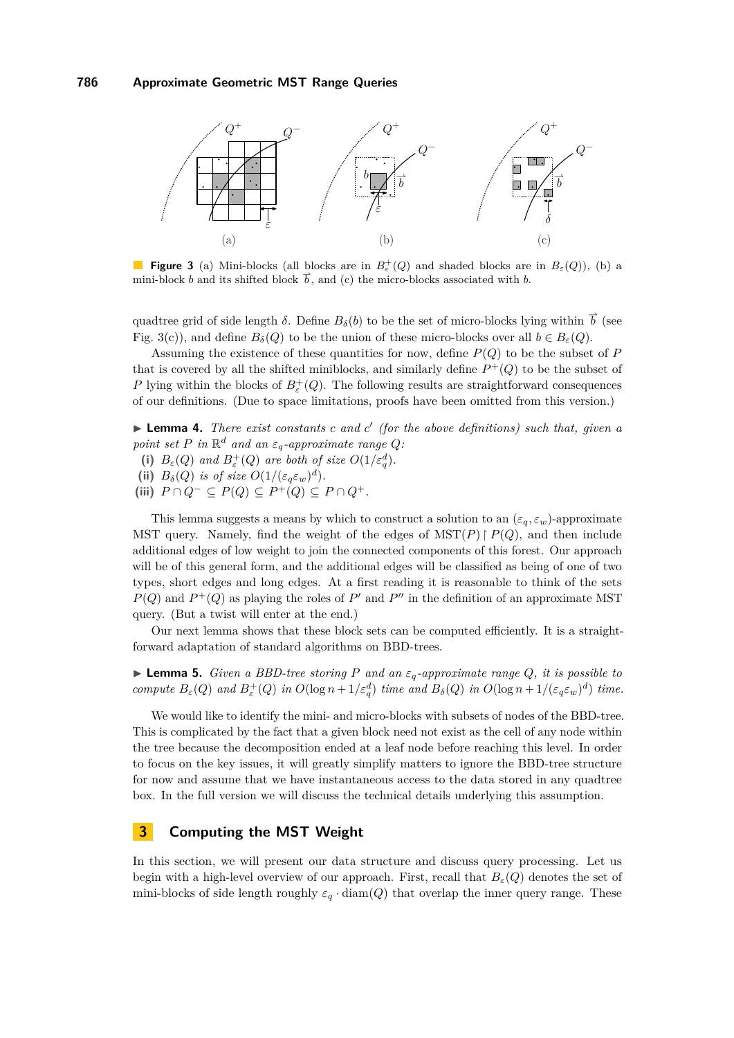**Figure 3** (a) Mini-blocks (all blocks are in $B_\varepsilon^+(Q)$ and shaded blocks are in $B_\varepsilon(Q)$), (b) a mini-block $b$ and its shifted block $\vec{b}$, and (c) the micro-blocks associated with $b$.

quadtree grid of side length $\delta$. Define $B_\delta(b)$ to be the set of micro-blocks lying within $\vec{b}$ (see Fig. 3(c)), and define $B_\delta(Q)$ to be the union of these micro-blocks over all $b \in B_\varepsilon(Q)$.

Assuming the existence of these quantities for now, define $P(Q)$ to be the subset of $P$ that is covered by all the shifted miniblocks, and similarly define $P^+(Q)$ to be the subset of $P$ lying within the blocks of $B_\varepsilon^+(Q)$. The following results are straightforward consequences of our definitions. (Due to space limitations, proofs have been omitted from this version.)

▶ **Lemma 4.** *There exist constants $c$ and $c'$ (for the above definitions) such that, given a point set $P$ in $\mathbb{R}^d$ and an $\varepsilon_q$-approximate range $Q$:*

- **(i)** *$B_\varepsilon(Q)$ and $B_\varepsilon^+(Q)$ are both of size $O(1/\varepsilon_q^d)$.*
- **(ii)** *$B_\delta(Q)$ is of size $O(1/(\varepsilon_q\varepsilon_w)^d)$.*
- **(iii)** *$P \cap Q^- \subseteq P(Q) \subseteq P^+(Q) \subseteq P \cap Q^+$.*

This lemma suggests a means by which to construct a solution to an $(\varepsilon_q, \varepsilon_w)$-approximate MST query. Namely, find the weight of the edges of $\mathrm{MST}(P) \restriction P(Q)$, and then include additional edges of low weight to join the connected components of this forest. Our approach will be of this general form, and the additional edges will be classified as being of one of two types, short edges and long edges. At a first reading it is reasonable to think of the sets $P(Q)$ and $P^+(Q)$ as playing the roles of $P'$ and $P''$ in the definition of an approximate MST query. (But a twist will enter at the end.)

Our next lemma shows that these block sets can be computed efficiently. It is a straightforward adaptation of standard algorithms on BBD-trees.

▶ **Lemma 5.** *Given a BBD-tree storing $P$ and an $\varepsilon_q$-approximate range $Q$, it is possible to compute $B_\varepsilon(Q)$ and $B_\varepsilon^+(Q)$ in $O(\log n + 1/\varepsilon_q^d)$ time and $B_\delta(Q)$ in $O(\log n + 1/(\varepsilon_q\varepsilon_w)^d)$ time.*

We would like to identify the mini- and micro-blocks with subsets of nodes of the BBD-tree. This is complicated by the fact that a given block need not exist as the cell of any node within the tree because the decomposition ended at a leaf node before reaching this level. In order to focus on the key issues, it will greatly simplify matters to ignore the BBD-tree structure for now and assume that we have instantaneous access to the data stored in any quadtree box. In the full version we will discuss the technical details underlying this assumption.

## 3 Computing the MST Weight

In this section, we will present our data structure and discuss query processing. Let us begin with a high-level overview of our approach. First, recall that $B_\varepsilon(Q)$ denotes the set of mini-blocks of side length roughly $\varepsilon_q \cdot \mathrm{diam}(Q)$ that overlap the inner query range. These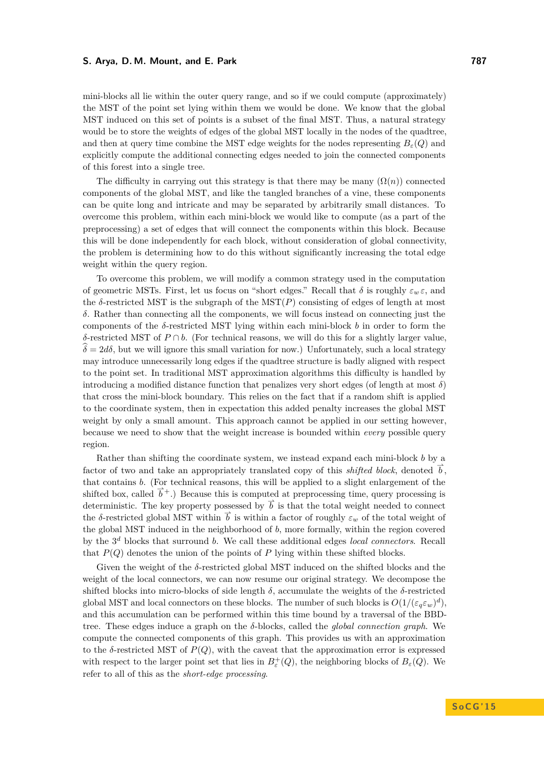mini-blocks all lie within the outer query range, and so if we could compute (approximately) the MST of the point set lying within them we would be done. We know that the global MST induced on this set of points is a subset of the final MST. Thus, a natural strategy would be to store the weights of edges of the global MST locally in the nodes of the quadtree, and then at query time combine the MST edge weights for the nodes representing $B_\varepsilon(Q)$ and explicitly compute the additional connecting edges needed to join the connected components of this forest into a single tree.

The difficulty in carrying out this strategy is that there may be many ($\Omega(n)$) connected components of the global MST, and like the tangled branches of a vine, these components can be quite long and intricate and may be separated by arbitrarily small distances. To overcome this problem, within each mini-block we would like to compute (as a part of the preprocessing) a set of edges that will connect the components within this block. Because this will be done independently for each block, without consideration of global connectivity, the problem is determining how to do this without significantly increasing the total edge weight within the query region.

To overcome this problem, we will modify a common strategy used in the computation of geometric MSTs. First, let us focus on "short edges." Recall that $\delta$ is roughly $\varepsilon_w \varepsilon$, and the $\delta$-restricted MST is the subgraph of the MST$(P)$ consisting of edges of length at most $\delta$. Rather than connecting all the components, we will focus instead on connecting just the components of the $\delta$-restricted MST lying within each mini-block $b$ in order to form the $\delta$-restricted MST of $P \cap b$. (For technical reasons, we will do this for a slightly larger value, $\widehat{\delta} = 2d\delta$, but we will ignore this small variation for now.) Unfortunately, such a local strategy may introduce unnecessarily long edges if the quadtree structure is badly aligned with respect to the point set. In traditional MST approximation algorithms this difficulty is handled by introducing a modified distance function that penalizes very short edges (of length at most $\delta$) that cross the mini-block boundary. This relies on the fact that if a random shift is applied to the coordinate system, then in expectation this added penalty increases the global MST weight by only a small amount. This approach cannot be applied in our setting however, because we need to show that the weight increase is bounded within *every* possible query region.

Rather than shifting the coordinate system, we instead expand each mini-block $b$ by a factor of two and take an appropriately translated copy of this *shifted block*, denoted $\vec{b}$, that contains $b$. (For technical reasons, this will be applied to a slight enlargement of the shifted box, called $\vec{b}^{\,+}$.) Because this is computed at preprocessing time, query processing is deterministic. The key property possessed by $\vec{b}$ is that the total weight needed to connect the $\delta$-restricted global MST within $\vec{b}$ is within a factor of roughly $\varepsilon_w$ of the total weight of the global MST induced in the neighborhood of $b$, more formally, within the region covered by the $3^d$ blocks that surround $b$. We call these additional edges *local connectors*. Recall that $P(Q)$ denotes the union of the points of $P$ lying within these shifted blocks.

Given the weight of the $\delta$-restricted global MST induced on the shifted blocks and the weight of the local connectors, we can now resume our original strategy. We decompose the shifted blocks into micro-blocks of side length $\delta$, accumulate the weights of the $\delta$-restricted global MST and local connectors on these blocks. The number of such blocks is $O(1/(\varepsilon_q \varepsilon_w)^d)$, and this accumulation can be performed within this time bound by a traversal of the BBD-tree. These edges induce a graph on the $\delta$-blocks, called the *global connection graph*. We compute the connected components of this graph. This provides us with an approximation to the $\delta$-restricted MST of $P(Q)$, with the caveat that the approximation error is expressed with respect to the larger point set that lies in $B_\varepsilon^+(Q)$, the neighboring blocks of $B_\varepsilon(Q)$. We refer to all of this as the *short-edge processing*.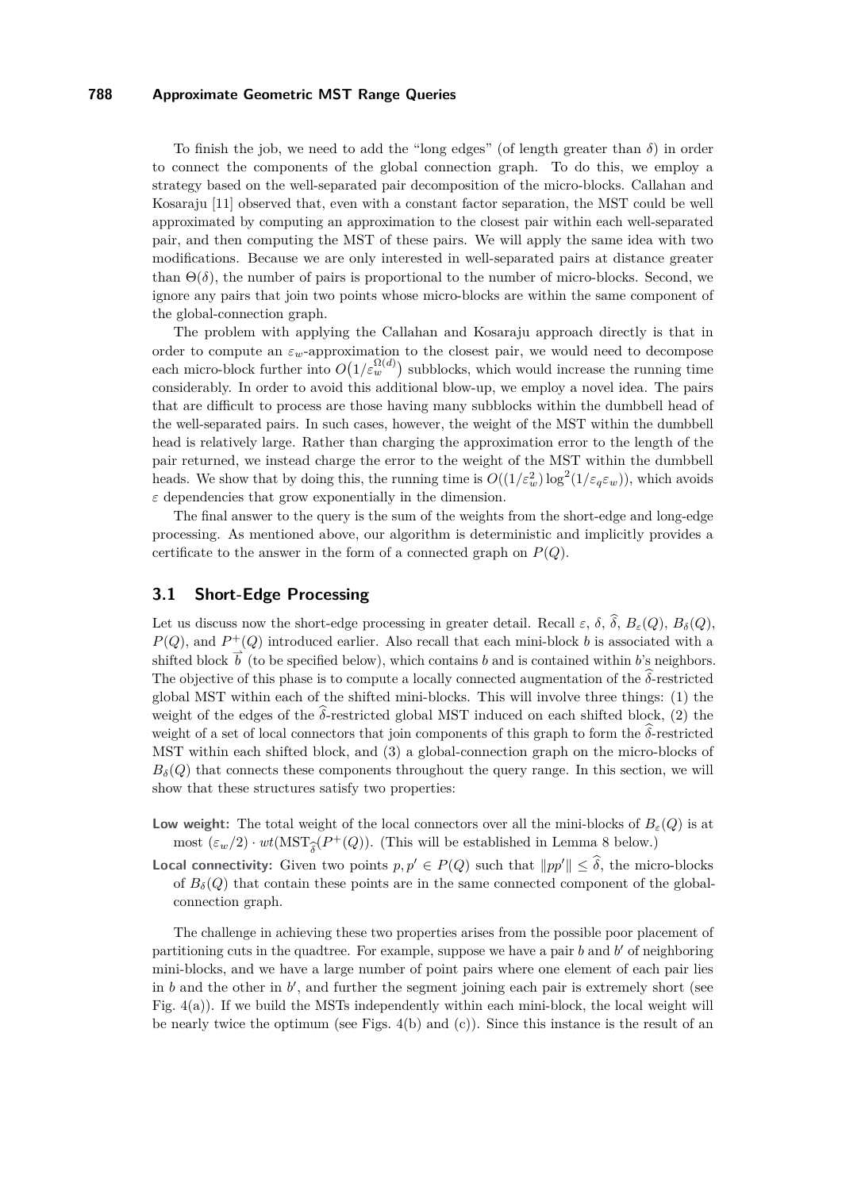To finish the job, we need to add the "long edges" (of length greater than $\delta$) in order to connect the components of the global connection graph. To do this, we employ a strategy based on the well-separated pair decomposition of the micro-blocks. Callahan and Kosaraju [11] observed that, even with a constant factor separation, the MST could be well approximated by computing an approximation to the closest pair within each well-separated pair, and then computing the MST of these pairs. We will apply the same idea with two modifications. Because we are only interested in well-separated pairs at distance greater than $\Theta(\delta)$, the number of pairs is proportional to the number of micro-blocks. Second, we ignore any pairs that join two points whose micro-blocks are within the same component of the global-connection graph.

The problem with applying the Callahan and Kosaraju approach directly is that in order to compute an $\varepsilon_w$-approximation to the closest pair, we would need to decompose each micro-block further into $O\big(1/\varepsilon_w^{\Omega(d)}\big)$ subblocks, which would increase the running time considerably. In order to avoid this additional blow-up, we employ a novel idea. The pairs that are difficult to process are those having many subblocks within the dumbbell head of the well-separated pairs. In such cases, however, the weight of the MST within the dumbbell head is relatively large. Rather than charging the approximation error to the length of the pair returned, we instead charge the error to the weight of the MST within the dumbbell heads. We show that by doing this, the running time is $O((1/\varepsilon_w^2)\log^2(1/\varepsilon_q\varepsilon_w))$, which avoids $\varepsilon$ dependencies that grow exponentially in the dimension.

The final answer to the query is the sum of the weights from the short-edge and long-edge processing. As mentioned above, our algorithm is deterministic and implicitly provides a certificate to the answer in the form of a connected graph on $P(Q)$.

## 3.1 Short-Edge Processing

Let us discuss now the short-edge processing in greater detail. Recall $\varepsilon$, $\delta$, $\widehat{\delta}$, $B_\varepsilon(Q)$, $B_\delta(Q)$, $P(Q)$, and $P^+(Q)$ introduced earlier. Also recall that each mini-block $b$ is associated with a shifted block $\overrightarrow{b}$ (to be specified below), which contains $b$ and is contained within $b$'s neighbors. The objective of this phase is to compute a locally connected augmentation of the $\widehat{\delta}$-restricted global MST within each of the shifted mini-blocks. This will involve three things: (1) the weight of the edges of the $\widehat{\delta}$-restricted global MST induced on each shifted block, (2) the weight of a set of local connectors that join components of this graph to form the $\widehat{\delta}$-restricted MST within each shifted block, and (3) a global-connection graph on the micro-blocks of $B_\delta(Q)$ that connects these components throughout the query range. In this section, we will show that these structures satisfy two properties:

- **Low weight:** The total weight of the local connectors over all the mini-blocks of $B_\varepsilon(Q)$ is at most $(\varepsilon_w/2) \cdot wt(\text{MST}_{\widehat{\delta}}(P^+(Q))$. (This will be established in Lemma 8 below.)
- **Local connectivity:** Given two points $p, p' \in P(Q)$ such that $\|pp'\| \le \widehat{\delta}$, the micro-blocks of $B_\delta(Q)$ that contain these points are in the same connected component of the global-connection graph.

The challenge in achieving these two properties arises from the possible poor placement of partitioning cuts in the quadtree. For example, suppose we have a pair $b$ and $b'$ of neighboring mini-blocks, and we have a large number of point pairs where one element of each pair lies in $b$ and the other in $b'$, and further the segment joining each pair is extremely short (see Fig. 4(a)). If we build the MSTs independently within each mini-block, the local weight will be nearly twice the optimum (see Figs. 4(b) and (c)). Since this instance is the result of an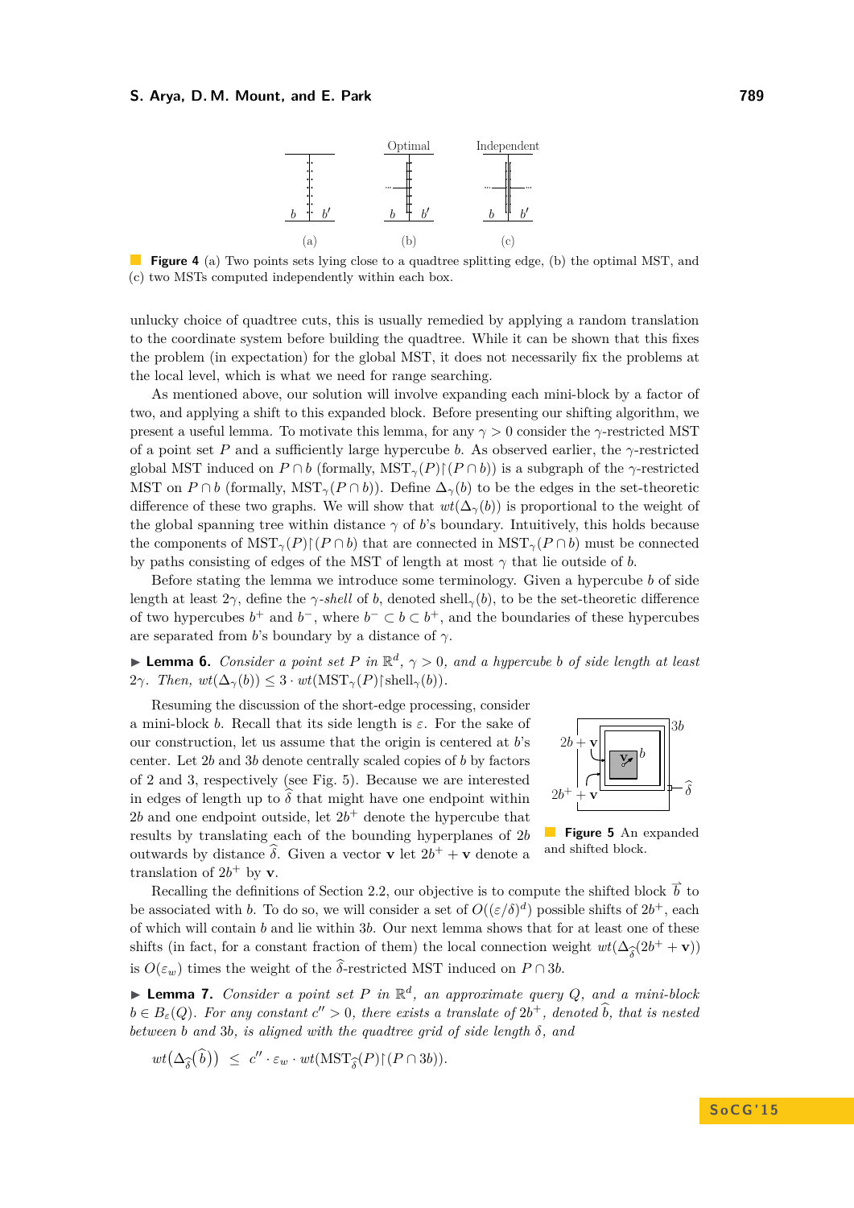**Figure 4** (a) Two points sets lying close to a quadtree splitting edge, (b) the optimal MST, and (c) two MSTs computed independently within each box.

unlucky choice of quadtree cuts, this is usually remedied by applying a random translation to the coordinate system before building the quadtree. While it can be shown that this fixes the problem (in expectation) for the global MST, it does not necessarily fix the problems at the local level, which is what we need for range searching.

As mentioned above, our solution will involve expanding each mini-block by a factor of two, and applying a shift to this expanded block. Before presenting our shifting algorithm, we present a useful lemma. To motivate this lemma, for any $\gamma > 0$ consider the $\gamma$-restricted MST of a point set $P$ and a sufficiently large hypercube $b$. As observed earlier, the $\gamma$-restricted global MST induced on $P \cap b$ (formally, $\mathrm{MST}_\gamma(P) \restriction (P \cap b)$) is a subgraph of the $\gamma$-restricted MST on $P \cap b$ (formally, $\mathrm{MST}_\gamma(P \cap b)$). Define $\Delta_\gamma(b)$ to be the edges in the set-theoretic difference of these two graphs. We will show that $wt(\Delta_\gamma(b))$ is proportional to the weight of the global spanning tree within distance $\gamma$ of $b$'s boundary. Intuitively, this holds because the components of $\mathrm{MST}_\gamma(P) \restriction (P \cap b)$ that are connected in $\mathrm{MST}_\gamma(P \cap b)$ must be connected by paths consisting of edges of the MST of length at most $\gamma$ that lie outside of $b$.

Before stating the lemma we introduce some terminology. Given a hypercube $b$ of side length at least $2\gamma$, define the *$\gamma$-shell* of $b$, denoted $\mathrm{shell}_\gamma(b)$, to be the set-theoretic difference of two hypercubes $b^+$ and $b^-$, where $b^- \subset b \subset b^+$, and the boundaries of these hypercubes are separated from $b$'s boundary by a distance of $\gamma$.

▶ **Lemma 6.** *Consider a point set $P$ in $\mathbb{R}^d$, $\gamma > 0$, and a hypercube $b$ of side length at least $2\gamma$. Then, $wt(\Delta_\gamma(b)) \leq 3 \cdot wt(\mathrm{MST}_\gamma(P) \restriction \mathrm{shell}_\gamma(b))$.*

Resuming the discussion of the short-edge processing, consider a mini-block $b$. Recall that its side length is $\varepsilon$. For the sake of our construction, let us assume that the origin is centered at $b$'s center. Let $2b$ and $3b$ denote centrally scaled copies of $b$ by factors of 2 and 3, respectively (see Fig. 5). Because we are interested in edges of length up to $\widehat{\delta}$ that might have one endpoint within $2b$ and one endpoint outside, let $2b^+$ denote the hypercube that results by translating each of the bounding hyperplanes of $2b$ outwards by distance $\widehat{\delta}$. Given a vector $\mathbf{v}$ let $2b^+ + \mathbf{v}$ denote a translation of $2b^+$ by $\mathbf{v}$.

**Figure 5** An expanded and shifted block.

Recalling the definitions of Section 2.2, our objective is to compute the shifted block $\vec{b}$ to be associated with $b$. To do so, we will consider a set of $O((\varepsilon/\delta)^d)$ possible shifts of $2b^+$, each of which will contain $b$ and lie within $3b$. Our next lemma shows that for at least one of these shifts (in fact, for a constant fraction of them) the local connection weight $wt(\Delta_{\widehat{\delta}}(2b^+ + \mathbf{v}))$ is $O(\varepsilon_w)$ times the weight of the $\widehat{\delta}$-restricted MST induced on $P \cap 3b$.

▶ **Lemma 7.** *Consider a point set $P$ in $\mathbb{R}^d$, an approximate query $Q$, and a mini-block $b \in B_\varepsilon(Q)$. For any constant $c'' > 0$, there exists a translate of $2b^+$, denoted $\widehat{b}$, that is nested between $b$ and $3b$, is aligned with the quadtree grid of side length $\delta$, and*

$$wt(\Delta_{\widehat{\delta}}(\widehat{b})) \;\leq\; c'' \cdot \varepsilon_w \cdot wt(\mathrm{MST}_{\widehat{\delta}}(P) \restriction (P \cap 3b)).$$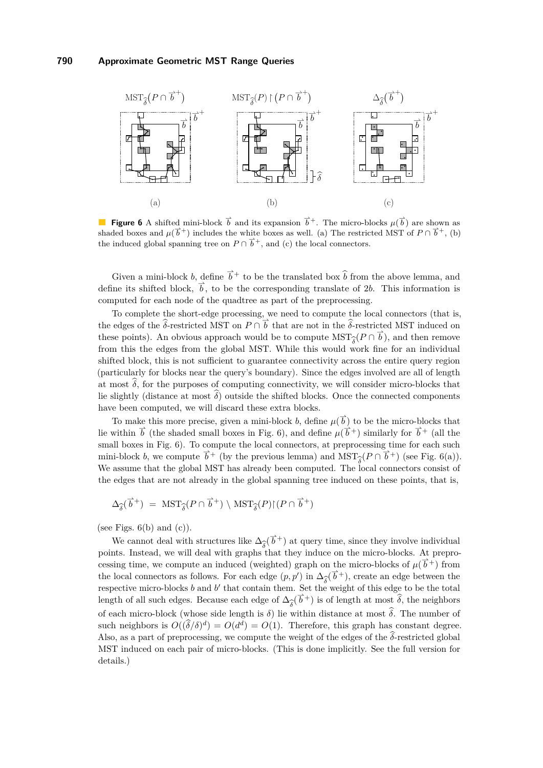**Figure 6** A shifted mini-block $\vec{b}$ and its expansion $\vec{b}^+$. The micro-blocks $\mu(\vec{b})$ are shown as shaded boxes and $\mu(\vec{b}^+)$ includes the white boxes as well. (a) The restricted MST of $P \cap \vec{b}^+$, (b) the induced global spanning tree on $P \cap \vec{b}^+$, and (c) the local connectors.

Given a mini-block $b$, define $\vec{b}^+$ to be the translated box $\widehat{b}$ from the above lemma, and define its shifted block, $\vec{b}$, to be the corresponding translate of $2b$. This information is computed for each node of the quadtree as part of the preprocessing.

To complete the short-edge processing, we need to compute the local connectors (that is, the edges of the $\widehat{\delta}$-restricted MST on $P \cap \vec{b}$ that are not in the $\widehat{\delta}$-restricted MST induced on these points). An obvious approach would be to compute $\mathrm{MST}_{\widehat{\delta}}(P \cap \vec{b})$, and then remove from this the edges from the global MST. While this would work fine for an individual shifted block, this is not sufficient to guarantee connectivity across the entire query region (particularly for blocks near the query's boundary). Since the edges involved are all of length at most $\widehat{\delta}$, for the purposes of computing connectivity, we will consider micro-blocks that lie slightly (distance at most $\widehat{\delta}$) outside the shifted blocks. Once the connected components have been computed, we will discard these extra blocks.

To make this more precise, given a mini-block $b$, define $\mu(\vec{b})$ to be the micro-blocks that lie within $\vec{b}$ (the shaded small boxes in Fig. 6), and define $\mu(\vec{b}^+)$ similarly for $\vec{b}^+$ (all the small boxes in Fig. 6). To compute the local connectors, at preprocessing time for each such mini-block $b$, we compute $\vec{b}^+$ (by the previous lemma) and $\mathrm{MST}_{\widehat{\delta}}(P \cap \vec{b}^+)$ (see Fig. 6(a)). We assume that the global MST has already been computed. The local connectors consist of the edges that are not already in the global spanning tree induced on these points, that is,

$$\Delta_{\widehat{\delta}}(\vec{b}^+) \;=\; \mathrm{MST}_{\widehat{\delta}}(P \cap \vec{b}^+) \setminus \mathrm{MST}_{\widehat{\delta}}(P){\restriction}(P \cap \vec{b}^+)$$

(see Figs. 6(b) and (c)).

We cannot deal with structures like $\Delta_{\widehat{\delta}}(\vec{b}^+)$ at query time, since they involve individual points. Instead, we will deal with graphs that they induce on the micro-blocks. At preprocessing time, we compute an induced (weighted) graph on the micro-blocks of $\mu(\vec{b}^+)$ from the local connectors as follows. For each edge $(p, p')$ in $\Delta_{\widehat{\delta}}(\vec{b}^+)$, create an edge between the respective micro-blocks $b$ and $b'$ that contain them. Set the weight of this edge to be the total length of all such edges. Because each edge of $\Delta_{\widehat{\delta}}(\vec{b}^+)$ is of length at most $\widehat{\delta}$, the neighbors of each micro-block (whose side length is $\delta$) lie within distance at most $\widehat{\delta}$. The number of such neighbors is $O((\widehat{\delta}/\delta)^d) = O(d^d) = O(1)$. Therefore, this graph has constant degree. Also, as a part of preprocessing, we compute the weight of the edges of the $\widehat{\delta}$-restricted global MST induced on each pair of micro-blocks. (This is done implicitly. See the full version for details.)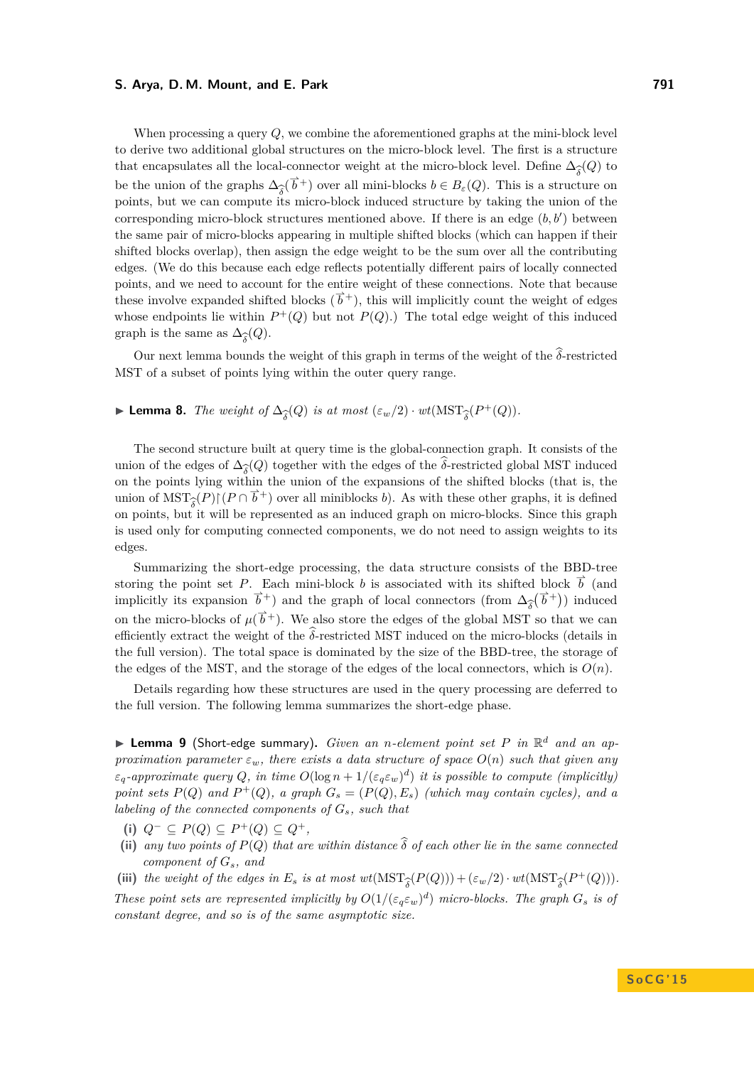When processing a query $Q$, we combine the aforementioned graphs at the mini-block level to derive two additional global structures on the micro-block level. The first is a structure that encapsulates all the local-connector weight at the micro-block level. Define $\Delta_{\widehat{\delta}}(Q)$ to be the union of the graphs $\Delta_{\widehat{\delta}}(\vec{b}^+)$ over all mini-blocks $b \in B_\varepsilon(Q)$. This is a structure on points, but we can compute its micro-block induced structure by taking the union of the corresponding micro-block structures mentioned above. If there is an edge $(b, b')$ between the same pair of micro-blocks appearing in multiple shifted blocks (which can happen if their shifted blocks overlap), then assign the edge weight to be the sum over all the contributing edges. (We do this because each edge reflects potentially different pairs of locally connected points, and we need to account for the entire weight of these connections. Note that because these involve expanded shifted blocks ($\vec{b}^+$), this will implicitly count the weight of edges whose endpoints lie within $P^+(Q)$ but not $P(Q)$.) The total edge weight of this induced graph is the same as $\Delta_{\widehat{\delta}}(Q)$.

Our next lemma bounds the weight of this graph in terms of the weight of the $\widehat{\delta}$-restricted MST of a subset of points lying within the outer query range.

▶ **Lemma 8.** *The weight of $\Delta_{\widehat{\delta}}(Q)$ is at most $(\varepsilon_w/2) \cdot wt(\mathrm{MST}_{\widehat{\delta}}(P^+(Q))$.*

The second structure built at query time is the global-connection graph. It consists of the union of the edges of $\Delta_{\widehat{\delta}}(Q)$ together with the edges of the $\widehat{\delta}$-restricted global MST induced on the points lying within the union of the expansions of the shifted blocks (that is, the union of $\mathrm{MST}_{\widehat{\delta}}(P)\lceil(P \cap \vec{b}^+)$ over all miniblocks $b$). As with these other graphs, it is defined on points, but it will be represented as an induced graph on micro-blocks. Since this graph is used only for computing connected components, we do not need to assign weights to its edges.

Summarizing the short-edge processing, the data structure consists of the BBD-tree storing the point set $P$. Each mini-block $b$ is associated with its shifted block $\vec{b}$ (and implicitly its expansion $\vec{b}^+$) and the graph of local connectors (from $\Delta_{\widehat{\delta}}(\vec{b}^+)$) induced on the micro-blocks of $\mu(\vec{b}^+)$. We also store the edges of the global MST so that we can efficiently extract the weight of the $\widehat{\delta}$-restricted MST induced on the micro-blocks (details in the full version). The total space is dominated by the size of the BBD-tree, the storage of the edges of the MST, and the storage of the edges of the local connectors, which is $O(n)$.

Details regarding how these structures are used in the query processing are deferred to the full version. The following lemma summarizes the short-edge phase.

▶ **Lemma 9** (Short-edge summary). *Given an $n$-element point set $P$ in $\mathbb{R}^d$ and an approximation parameter $\varepsilon_w$, there exists a data structure of space $O(n)$ such that given any $\varepsilon_q$-approximate query $Q$, in time $O(\log n + 1/(\varepsilon_q\varepsilon_w)^d)$ it is possible to compute (implicitly) point sets $P(Q)$ and $P^+(Q)$, a graph $G_s = (P(Q), E_s)$ (which may contain cycles), and a labeling of the connected components of $G_s$, such that*

**(i)** *$Q^- \subseteq P(Q) \subseteq P^+(Q) \subseteq Q^+$,*
**(ii)** *any two points of $P(Q)$ that are within distance $\widehat{\delta}$ of each other lie in the same connected component of $G_s$, and*
**(iii)** *the weight of the edges in $E_s$ is at most $wt(\mathrm{MST}_{\widehat{\delta}}(P(Q))) + (\varepsilon_w/2) \cdot wt(\mathrm{MST}_{\widehat{\delta}}(P^+(Q)))$.*

*These point sets are represented implicitly by $O(1/(\varepsilon_q\varepsilon_w)^d)$ micro-blocks. The graph $G_s$ is of constant degree, and so is of the same asymptotic size.*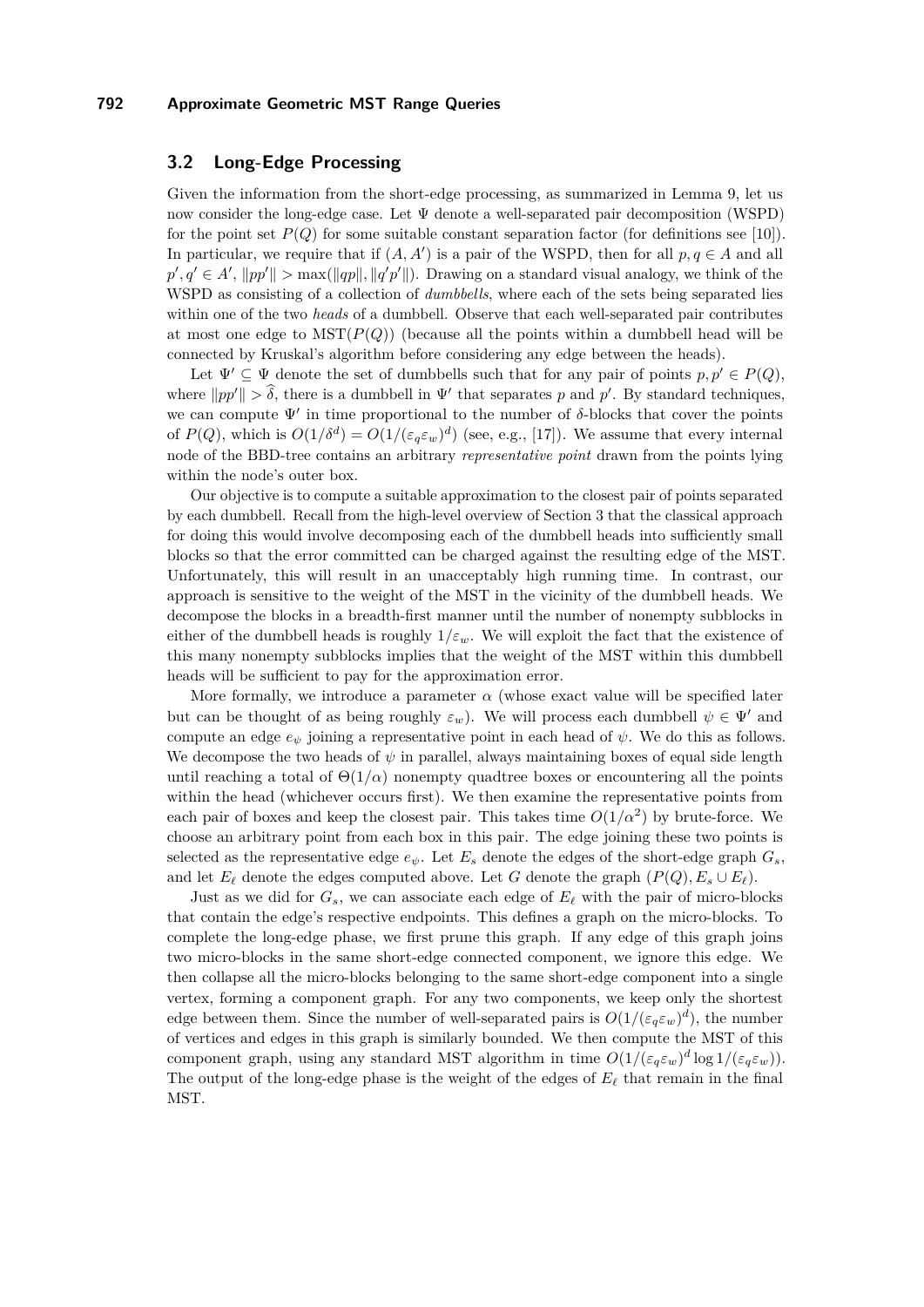### 3.2 Long-Edge Processing

Given the information from the short-edge processing, as summarized in Lemma 9, let us now consider the long-edge case. Let $\Psi$ denote a well-separated pair decomposition (WSPD) for the point set $P(Q)$ for some suitable constant separation factor (for definitions see [10]). In particular, we require that if $(A, A')$ is a pair of the WSPD, then for all $p, q \in A$ and all $p', q' \in A'$, $\|pp'\| > \max(\|qp\|, \|q'p'\|)$. Drawing on a standard visual analogy, we think of the WSPD as consisting of a collection of *dumbbells*, where each of the sets being separated lies within one of the two *heads* of a dumbbell. Observe that each well-separated pair contributes at most one edge to $\mathrm{MST}(P(Q))$ (because all the points within a dumbbell head will be connected by Kruskal's algorithm before considering any edge between the heads).

Let $\Psi' \subseteq \Psi$ denote the set of dumbbells such that for any pair of points $p, p' \in P(Q)$, where $\|pp'\| > \widehat{\delta}$, there is a dumbbell in $\Psi'$ that separates $p$ and $p'$. By standard techniques, we can compute $\Psi'$ in time proportional to the number of $\delta$-blocks that cover the points of $P(Q)$, which is $O(1/\delta^d) = O(1/(\varepsilon_q \varepsilon_w)^d)$ (see, e.g., [17]). We assume that every internal node of the BBD-tree contains an arbitrary *representative point* drawn from the points lying within the node's outer box.

Our objective is to compute a suitable approximation to the closest pair of points separated by each dumbbell. Recall from the high-level overview of Section 3 that the classical approach for doing this would involve decomposing each of the dumbbell heads into sufficiently small blocks so that the error committed can be charged against the resulting edge of the MST. Unfortunately, this will result in an unacceptably high running time. In contrast, our approach is sensitive to the weight of the MST in the vicinity of the dumbbell heads. We decompose the blocks in a breadth-first manner until the number of nonempty subblocks in either of the dumbbell heads is roughly $1/\varepsilon_w$. We will exploit the fact that the existence of this many nonempty subblocks implies that the weight of the MST within this dumbbell heads will be sufficient to pay for the approximation error.

More formally, we introduce a parameter $\alpha$ (whose exact value will be specified later but can be thought of as being roughly $\varepsilon_w$). We will process each dumbbell $\psi \in \Psi'$ and compute an edge $e_\psi$ joining a representative point in each head of $\psi$. We do this as follows. We decompose the two heads of $\psi$ in parallel, always maintaining boxes of equal side length until reaching a total of $\Theta(1/\alpha)$ nonempty quadtree boxes or encountering all the points within the head (whichever occurs first). We then examine the representative points from each pair of boxes and keep the closest pair. This takes time $O(1/\alpha^2)$ by brute-force. We choose an arbitrary point from each box in this pair. The edge joining these two points is selected as the representative edge $e_\psi$. Let $E_s$ denote the edges of the short-edge graph $G_s$, and let $E_\ell$ denote the edges computed above. Let $G$ denote the graph $(P(Q), E_s \cup E_\ell)$.

Just as we did for $G_s$, we can associate each edge of $E_\ell$ with the pair of micro-blocks that contain the edge's respective endpoints. This defines a graph on the micro-blocks. To complete the long-edge phase, we first prune this graph. If any edge of this graph joins two micro-blocks in the same short-edge connected component, we ignore this edge. We then collapse all the micro-blocks belonging to the same short-edge component into a single vertex, forming a component graph. For any two components, we keep only the shortest edge between them. Since the number of well-separated pairs is $O(1/(\varepsilon_q \varepsilon_w)^d)$, the number of vertices and edges in this graph is similarly bounded. We then compute the MST of this component graph, using any standard MST algorithm in time $O(1/(\varepsilon_q \varepsilon_w)^d \log 1/(\varepsilon_q \varepsilon_w))$. The output of the long-edge phase is the weight of the edges of $E_\ell$ that remain in the final MST.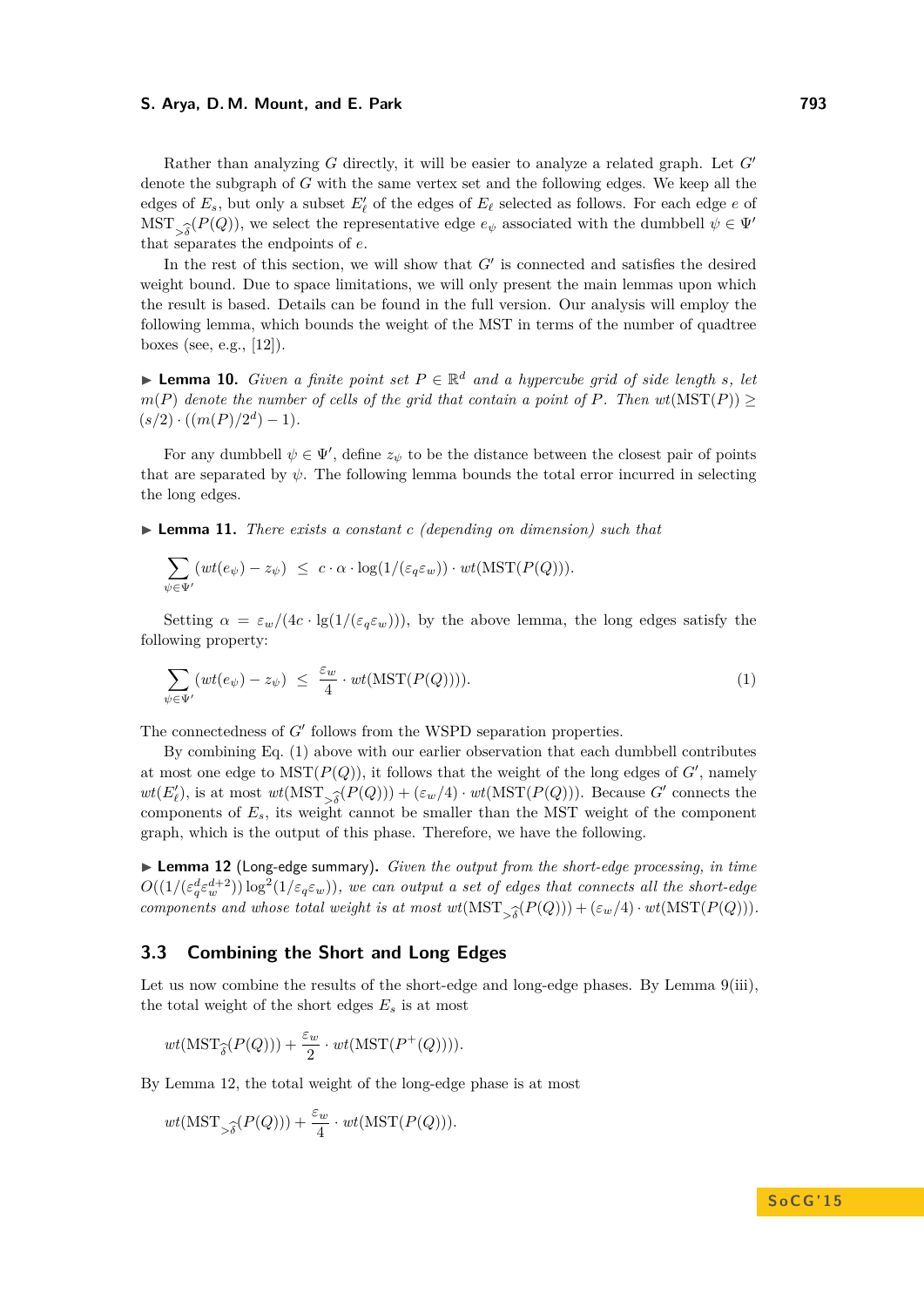Rather than analyzing $G$ directly, it will be easier to analyze a related graph. Let $G'$ denote the subgraph of $G$ with the same vertex set and the following edges. We keep all the edges of $E_s$, but only a subset $E'_\ell$ of the edges of $E_\ell$ selected as follows. For each edge $e$ of $\mathrm{MST}_{>\widehat{\delta}}(P(Q))$, we select the representative edge $e_\psi$ associated with the dumbbell $\psi \in \Psi'$ that separates the endpoints of $e$.

In the rest of this section, we will show that $G'$ is connected and satisfies the desired weight bound. Due to space limitations, we will only present the main lemmas upon which the result is based. Details can be found in the full version. Our analysis will employ the following lemma, which bounds the weight of the MST in terms of the number of quadtree boxes (see, e.g., [12]).

▶ **Lemma 10.** *Given a finite point set $P \in \mathbb{R}^d$ and a hypercube grid of side length $s$, let $m(P)$ denote the number of cells of the grid that contain a point of $P$. Then $wt(\mathrm{MST}(P)) \geq (s/2) \cdot ((m(P)/2^d) - 1)$.*

For any dumbbell $\psi \in \Psi'$, define $z_\psi$ to be the distance between the closest pair of points that are separated by $\psi$. The following lemma bounds the total error incurred in selecting the long edges.

▶ **Lemma 11.** *There exists a constant $c$ (depending on dimension) such that*

$$\sum_{\psi \in \Psi'} (wt(e_\psi) - z_\psi) \;\leq\; c \cdot \alpha \cdot \log(1/(\varepsilon_q \varepsilon_w)) \cdot wt(\mathrm{MST}(P(Q))).$$

Setting $\alpha = \varepsilon_w/(4c \cdot \lg(1/(\varepsilon_q \varepsilon_w)))$, by the above lemma, the long edges satisfy the following property:

$$\sum_{\psi \in \Psi'} (wt(e_\psi) - z_\psi) \;\leq\; \frac{\varepsilon_w}{4} \cdot wt(\mathrm{MST}(P(Q))). \tag{1}$$

The connectedness of $G'$ follows from the WSPD separation properties.

By combining Eq. (1) above with our earlier observation that each dumbbell contributes at most one edge to $\mathrm{MST}(P(Q))$, it follows that the weight of the long edges of $G'$, namely $wt(E'_\ell)$, is at most $wt(\mathrm{MST}_{>\widehat{\delta}}(P(Q))) + (\varepsilon_w/4) \cdot wt(\mathrm{MST}(P(Q)))$. Because $G'$ connects the components of $E_s$, its weight cannot be smaller than the MST weight of the component graph, which is the output of this phase. Therefore, we have the following.

▶ **Lemma 12** (Long-edge summary)**.** *Given the output from the short-edge processing, in time $O((1/(\varepsilon_q^d \varepsilon_w^{d+2})) \log^2(1/\varepsilon_q \varepsilon_w))$, we can output a set of edges that connects all the short-edge components and whose total weight is at most $wt(\mathrm{MST}_{>\widehat{\delta}}(P(Q))) + (\varepsilon_w/4) \cdot wt(\mathrm{MST}(P(Q)))$.*

## 3.3 Combining the Short and Long Edges

Let us now combine the results of the short-edge and long-edge phases. By Lemma 9(iii), the total weight of the short edges $E_s$ is at most

$$wt(\mathrm{MST}_{\widehat{\delta}}(P(Q))) + \frac{\varepsilon_w}{2} \cdot wt(\mathrm{MST}(P^+(Q)))).$$

By Lemma 12, the total weight of the long-edge phase is at most

$$wt(\mathrm{MST}_{>\widehat{\delta}}(P(Q))) + \frac{\varepsilon_w}{4} \cdot wt(\mathrm{MST}(P(Q))).$$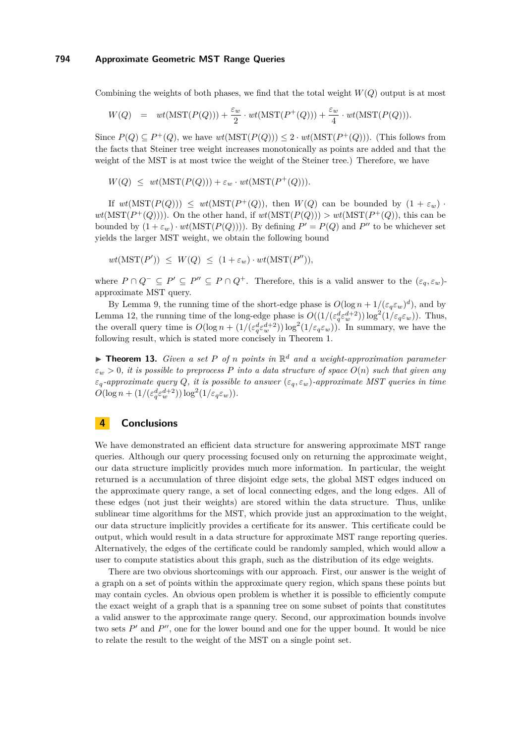Combining the weights of both phases, we find that the total weight $W(Q)$ output is at most

$$W(Q) \;=\; wt(\mathrm{MST}(P(Q))) + \frac{\varepsilon_w}{2} \cdot wt(\mathrm{MST}(P^+(Q))) + \frac{\varepsilon_w}{4} \cdot wt(\mathrm{MST}(P(Q))).$$

Since $P(Q) \subseteq P^+(Q)$, we have $wt(\mathrm{MST}(P(Q))) \leq 2 \cdot wt(\mathrm{MST}(P^+(Q)))$. (This follows from the facts that Steiner tree weight increases monotonically as points are added and that the weight of the MST is at most twice the weight of the Steiner tree.) Therefore, we have

$$W(Q) \;\leq\; wt(\mathrm{MST}(P(Q))) + \varepsilon_w \cdot wt(\mathrm{MST}(P^+(Q))).$$

If $wt(\mathrm{MST}(P(Q))) \leq wt(\mathrm{MST}(P^+(Q))$, then $W(Q)$ can be bounded by $(1 + \varepsilon_w) \cdot wt(\mathrm{MST}(P^+(Q))))$. On the other hand, if $wt(\mathrm{MST}(P(Q))) > wt(\mathrm{MST}(P^+(Q))$, this can be bounded by $(1 + \varepsilon_w) \cdot wt(\mathrm{MST}(P(Q))))$. By defining $P' = P(Q)$ and $P''$ to be whichever set yields the larger MST weight, we obtain the following bound

$$wt(\mathrm{MST}(P')) \;\leq\; W(Q) \;\leq\; (1 + \varepsilon_w) \cdot wt(\mathrm{MST}(P'')),$$

where $P \cap Q^- \subseteq P' \subseteq P'' \subseteq P \cap Q^+$. Therefore, this is a valid answer to the $(\varepsilon_q, \varepsilon_w)$-approximate MST query.

By Lemma 9, the running time of the short-edge phase is $O(\log n + 1/(\varepsilon_q \varepsilon_w)^d)$, and by Lemma 12, the running time of the long-edge phase is $O((1/(\varepsilon_q^d \varepsilon_w^{d+2})) \log^2(1/\varepsilon_q \varepsilon_w))$. Thus, the overall query time is $O(\log n + (1/(\varepsilon_q^d \varepsilon_w^{d+2})) \log^2(1/\varepsilon_q \varepsilon_w))$. In summary, we have the following result, which is stated more concisely in Theorem 1.

▶ **Theorem 13.** *Given a set $P$ of $n$ points in $\mathbb{R}^d$ and a weight-approximation parameter $\varepsilon_w > 0$, it is possible to preprocess $P$ into a data structure of space $O(n)$ such that given any $\varepsilon_q$-approximate query $Q$, it is possible to answer $(\varepsilon_q, \varepsilon_w)$-approximate MST queries in time $O(\log n + (1/(\varepsilon_q^d \varepsilon_w^{d+2})) \log^2(1/\varepsilon_q \varepsilon_w))$.*

## 4 Conclusions

We have demonstrated an efficient data structure for answering approximate MST range queries. Although our query processing focused only on returning the approximate weight, our data structure implicitly provides much more information. In particular, the weight returned is a accumulation of three disjoint edge sets, the global MST edges induced on the approximate query range, a set of local connecting edges, and the long edges. All of these edges (not just their weights) are stored within the data structure. Thus, unlike sublinear time algorithms for the MST, which provide just an approximation to the weight, our data structure implicitly provides a certificate for its answer. This certificate could be output, which would result in a data structure for approximate MST range reporting queries. Alternatively, the edges of the certificate could be randomly sampled, which would allow a user to compute statistics about this graph, such as the distribution of its edge weights.

There are two obvious shortcomings with our approach. First, our answer is the weight of a graph on a set of points within the approximate query region, which spans these points but may contain cycles. An obvious open problem is whether it is possible to efficiently compute the exact weight of a graph that is a spanning tree on some subset of points that constitutes a valid answer to the approximate range query. Second, our approximation bounds involve two sets $P'$ and $P''$, one for the lower bound and one for the upper bound. It would be nice to relate the result to the weight of the MST on a single point set.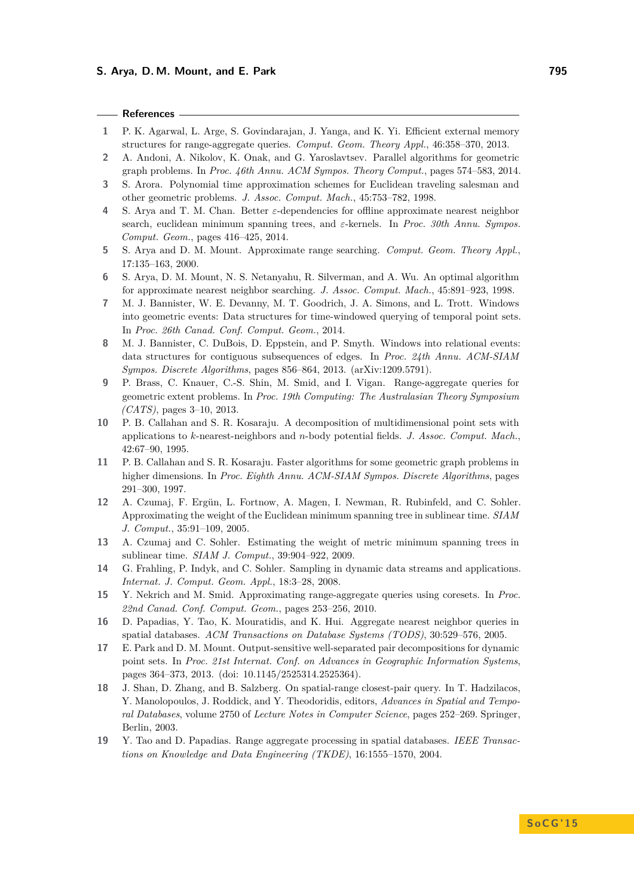## References

1. P. K. Agarwal, L. Arge, S. Govindarajan, J. Yanga, and K. Yi. Efficient external memory structures for range-aggregate queries. *Comput. Geom. Theory Appl.*, 46:358–370, 2013.
2. A. Andoni, A. Nikolov, K. Onak, and G. Yaroslavtsev. Parallel algorithms for geometric graph problems. In *Proc. 46th Annu. ACM Sympos. Theory Comput.*, pages 574–583, 2014.
3. S. Arora. Polynomial time approximation schemes for Euclidean traveling salesman and other geometric problems. *J. Assoc. Comput. Mach.*, 45:753–782, 1998.
4. S. Arya and T. M. Chan. Better $\varepsilon$-dependencies for offline approximate nearest neighbor search, euclidean minimum spanning trees, and $\varepsilon$-kernels. In *Proc. 30th Annu. Sympos. Comput. Geom.*, pages 416–425, 2014.
5. S. Arya and D. M. Mount. Approximate range searching. *Comput. Geom. Theory Appl.*, 17:135–163, 2000.
6. S. Arya, D. M. Mount, N. S. Netanyahu, R. Silverman, and A. Wu. An optimal algorithm for approximate nearest neighbor searching. *J. Assoc. Comput. Mach.*, 45:891–923, 1998.
7. M. J. Bannister, W. E. Devanny, M. T. Goodrich, J. A. Simons, and L. Trott. Windows into geometric events: Data structures for time-windowed querying of temporal point sets. In *Proc. 26th Canad. Conf. Comput. Geom.*, 2014.
8. M. J. Bannister, C. DuBois, D. Eppstein, and P. Smyth. Windows into relational events: data structures for contiguous subsequences of edges. In *Proc. 24th Annu. ACM-SIAM Sympos. Discrete Algorithms*, pages 856–864, 2013. (arXiv:1209.5791).
9. P. Brass, C. Knauer, C.-S. Shin, M. Smid, and I. Vigan. Range-aggregate queries for geometric extent problems. In *Proc. 19th Computing: The Australasian Theory Symposium (CATS)*, pages 3–10, 2013.
10. P. B. Callahan and S. R. Kosaraju. A decomposition of multidimensional point sets with applications to $k$-nearest-neighbors and $n$-body potential fields. *J. Assoc. Comput. Mach.*, 42:67–90, 1995.
11. P. B. Callahan and S. R. Kosaraju. Faster algorithms for some geometric graph problems in higher dimensions. In *Proc. Eighth Annu. ACM-SIAM Sympos. Discrete Algorithms*, pages 291–300, 1997.
12. A. Czumaj, F. Ergün, L. Fortnow, A. Magen, I. Newman, R. Rubinfeld, and C. Sohler. Approximating the weight of the Euclidean minimum spanning tree in sublinear time. *SIAM J. Comput.*, 35:91–109, 2005.
13. A. Czumaj and C. Sohler. Estimating the weight of metric minimum spanning trees in sublinear time. *SIAM J. Comput.*, 39:904–922, 2009.
14. G. Frahling, P. Indyk, and C. Sohler. Sampling in dynamic data streams and applications. *Internat. J. Comput. Geom. Appl.*, 18:3–28, 2008.
15. Y. Nekrich and M. Smid. Approximating range-aggregate queries using coresets. In *Proc. 22nd Canad. Conf. Comput. Geom.*, pages 253–256, 2010.
16. D. Papadias, Y. Tao, K. Mouratidis, and K. Hui. Aggregate nearest neighbor queries in spatial databases. *ACM Transactions on Database Systems (TODS)*, 30:529–576, 2005.
17. E. Park and D. M. Mount. Output-sensitive well-separated pair decompositions for dynamic point sets. In *Proc. 21st Internat. Conf. on Advances in Geographic Information Systems*, pages 364–373, 2013. (doi: 10.1145/2525314.2525364).
18. J. Shan, D. Zhang, and B. Salzberg. On spatial-range closest-pair query. In T. Hadzilacos, Y. Manolopoulos, J. Roddick, and Y. Theodoridis, editors, *Advances in Spatial and Temporal Databases*, volume 2750 of *Lecture Notes in Computer Science*, pages 252–269. Springer, Berlin, 2003.
19. Y. Tao and D. Papadias. Range aggregate processing in spatial databases. *IEEE Transactions on Knowledge and Data Engineering (TKDE)*, 16:1555–1570, 2004.